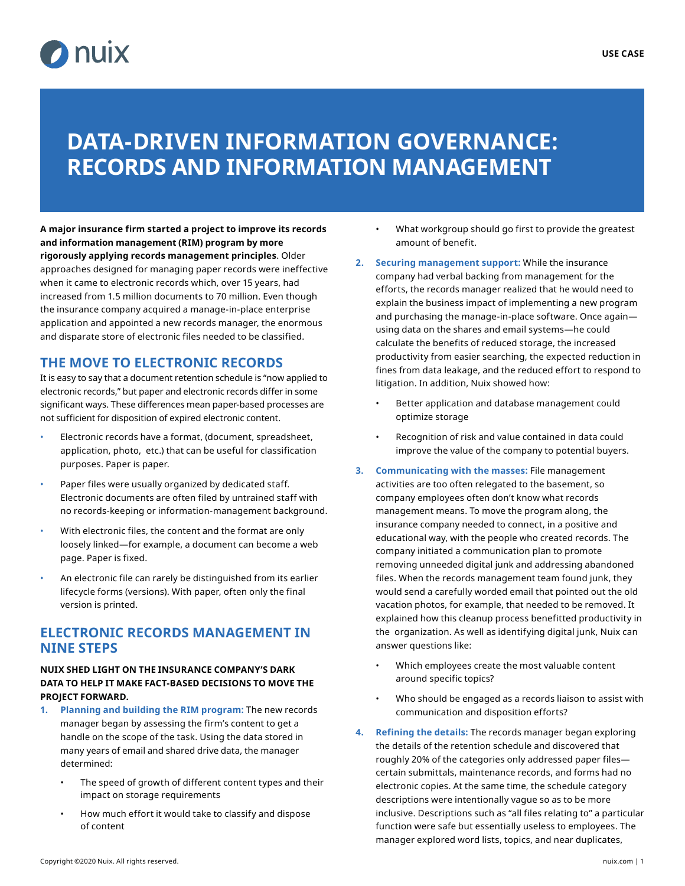USE CASE

# DATA-DRIVEN INFORMATION GOVERNANCE: RECORDS AND INFORMATION MANAGEMENT

**A major insurance firm started a project to improve its records and information management (RIM) program by more rigorously applying records management principles**. Older approaches designed for managing paper records were ineffective when it came to electronic records which, over 15 years, had increased from 1.5 million documents to 70 million. Even though the insurance company acquired a manage-in-place enterprise application and appointed a new records manager, the enormous and disparate store of electronic files needed to be classified.

## THE MOVE TO ELECTRONIC RECORDS

It is easy to say that a document retention schedule is "now applied to electronic records," but paper and electronic records differ in some significant ways. These differences mean paper-based processes are not sufficient for disposition of expired electronic content.

- Electronic records have a format, (document, spreadsheet, application, photo, etc.) that can be useful for classification purposes. Paper is paper.
- Paper files were usually organized by dedicated staff. Electronic documents are often filed by untrained staff with no records-keeping or information-management background.
- With electronic files, the content and the format are only loosely linked—for example, a document can become a web page. Paper is fixed.
- An electronic file can rarely be distinguished from its earlier lifecycle forms (versions). With paper, often only the final version is printed.

## ELECTRONIC RECORDS MANAGEMENT IN NINE STEPS

**NUIX SHED LIGHT ON THE INSURANCE COMPANY'S DARK DATA TO HELP IT MAKE FACT-BASED DECISIONS TO MOVE THE PROJECT FORWARD.**

1. **Planning and building the RIM program:** The new records manager began by assessing the firm's content to get a handle on the scope of the task. Using the data stored in many years of email and shared drive data, the manager determined:
   - The speed of growth of different content types and their impact on storage requirements
   - How much effort it would take to classify and dispose of content
   - What workgroup should go first to provide the greatest amount of benefit.
2. **Securing management support:** While the insurance company had verbal backing from management for the efforts, the records manager realized that he would need to explain the business impact of implementing a new program and purchasing the manage-in-place software. Once again—using data on the shares and email systems—he could calculate the benefits of reduced storage, the increased productivity from easier searching, the expected reduction in fines from data leakage, and the reduced effort to respond to litigation. In addition, Nuix showed how:
   - Better application and database management could optimize storage
   - Recognition of risk and value contained in data could improve the value of the company to potential buyers.
3. **Communicating with the masses:** File management activities are too often relegated to the basement, so company employees often don't know what records management means. To move the program along, the insurance company needed to connect, in a positive and educational way, with the people who created records. The company initiated a communication plan to promote removing unneeded digital junk and addressing abandoned files. When the records management team found junk, they would send a carefully worded email that pointed out the old vacation photos, for example, that needed to be removed. It explained how this cleanup process benefitted productivity in the organization. As well as identifying digital junk, Nuix can answer questions like:
   - Which employees create the most valuable content around specific topics?
   - Who should be engaged as a records liaison to assist with communication and disposition efforts?
4. **Refining the details:** The records manager began exploring the details of the retention schedule and discovered that roughly 20% of the categories only addressed paper files—certain submittals, maintenance records, and forms had no electronic copies. At the same time, the schedule category descriptions were intentionally vague so as to be more inclusive. Descriptions such as "all files relating to" a particular function were safe but essentially useless to employees. The manager explored word lists, topics, and near duplicates,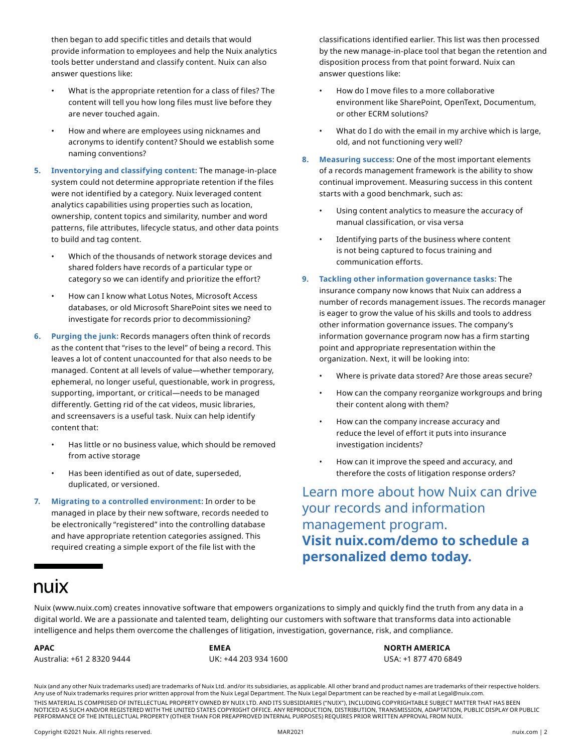then began to add specific titles and details that would provide information to employees and help the Nuix analytics tools better understand and classify content. Nuix can also answer questions like:

- What is the appropriate retention for a class of files? The content will tell you how long files must live before they are never touched again.
- How and where are employees using nicknames and acronyms to identify content? Should we establish some naming conventions?

5. **Inventorying and classifying content:** The manage-in-place system could not determine appropriate retention if the files were not identified by a category. Nuix leveraged content analytics capabilities using properties such as location, ownership, content topics and similarity, number and word patterns, file attributes, lifecycle status, and other data points to build and tag content.
   - Which of the thousands of network storage devices and shared folders have records of a particular type or category so we can identify and prioritize the effort?
   - How can I know what Lotus Notes, Microsoft Access databases, or old Microsoft SharePoint sites we need to investigate for records prior to decommissioning?
6. **Purging the junk:** Records managers often think of records as the content that "rises to the level" of being a record. This leaves a lot of content unaccounted for that also needs to be managed. Content at all levels of value—whether temporary, ephemeral, no longer useful, questionable, work in progress, supporting, important, or critical—needs to be managed differently. Getting rid of the cat videos, music libraries, and screensavers is a useful task. Nuix can help identify content that:
   - Has little or no business value, which should be removed from active storage
   - Has been identified as out of date, superseded, duplicated, or versioned.
7. **Migrating to a controlled environment:** In order to be managed in place by their new software, records needed to be electronically "registered" into the controlling database and have appropriate retention categories assigned. This required creating a simple export of the file list with the classifications identified earlier. This list was then processed by the new manage-in-place tool that began the retention and disposition process from that point forward. Nuix can answer questions like:
   - How do I move files to a more collaborative environment like SharePoint, OpenText, Documentum, or other ECRM solutions?
   - What do I do with the email in my archive which is large, old, and not functioning very well?
8. **Measuring success:** One of the most important elements of a records management framework is the ability to show continual improvement. Measuring success in this content starts with a good benchmark, such as:
   - Using content analytics to measure the accuracy of manual classification, or visa versa
   - Identifying parts of the business where content is not being captured to focus training and communication efforts.
9. **Tackling other information governance tasks:** The insurance company now knows that Nuix can address a number of records management issues. The records manager is eager to grow the value of his skills and tools to address other information governance issues. The company's information governance program now has a firm starting point and appropriate representation within the organization. Next, it will be looking into:
   - Where is private data stored? Are those areas secure?
   - How can the company reorganize workgroups and bring their content along with them?
   - How can the company increase accuracy and reduce the level of effort it puts into insurance investigation incidents?
   - How can it improve the speed and accuracy, and therefore the costs of litigation response orders?

## Learn more about how Nuix can drive your records and information management program.

## **Visit nuix.com/demo to schedule a personalized demo today.**

nuix

Nuix (www.nuix.com) creates innovative software that empowers organizations to simply and quickly find the truth from any data in a digital world. We are a passionate and talented team, delighting our customers with software that transforms data into actionable intelligence and helps them overcome the challenges of litigation, investigation, governance, risk, and compliance.

**APAC**
Australia: +61 2 8320 9444

**EMEA**
UK: +44 203 934 1600

**NORTH AMERICA**
USA: +1 877 470 6849

Nuix (and any other Nuix trademarks used) are trademarks of Nuix Ltd. and/or its subsidiaries, as applicable. All other brand and product names are trademarks of their respective holders. Any use of Nuix trademarks requires prior written approval from the Nuix Legal Department. The Nuix Legal Department can be reached by e-mail at Legal@nuix.com.

THIS MATERIAL IS COMPRISED OF INTELLECTUAL PROPERTY OWNED BY NUIX LTD. AND ITS SUBSIDIARIES ("NUIX"), INCLUDING COPYRIGHTABLE SUBJECT MATTER THAT HAS BEEN NOTICED AS SUCH AND/OR REGISTERED WITH THE UNITED STATES COPYRIGHT OFFICE. ANY REPRODUCTION, DISTRIBUTION, TRANSMISSION, ADAPTATION, PUBLIC DISPLAY OR PUBLIC PERFORMANCE OF THE INTELLECTUAL PROPERTY (OTHER THAN FOR PREAPPROVED INTERNAL PURPOSES) REQUIRES PRIOR WRITTEN APPROVAL FROM NUIX.

Copyright ©2021 Nuix. All rights reserved. MAR2021